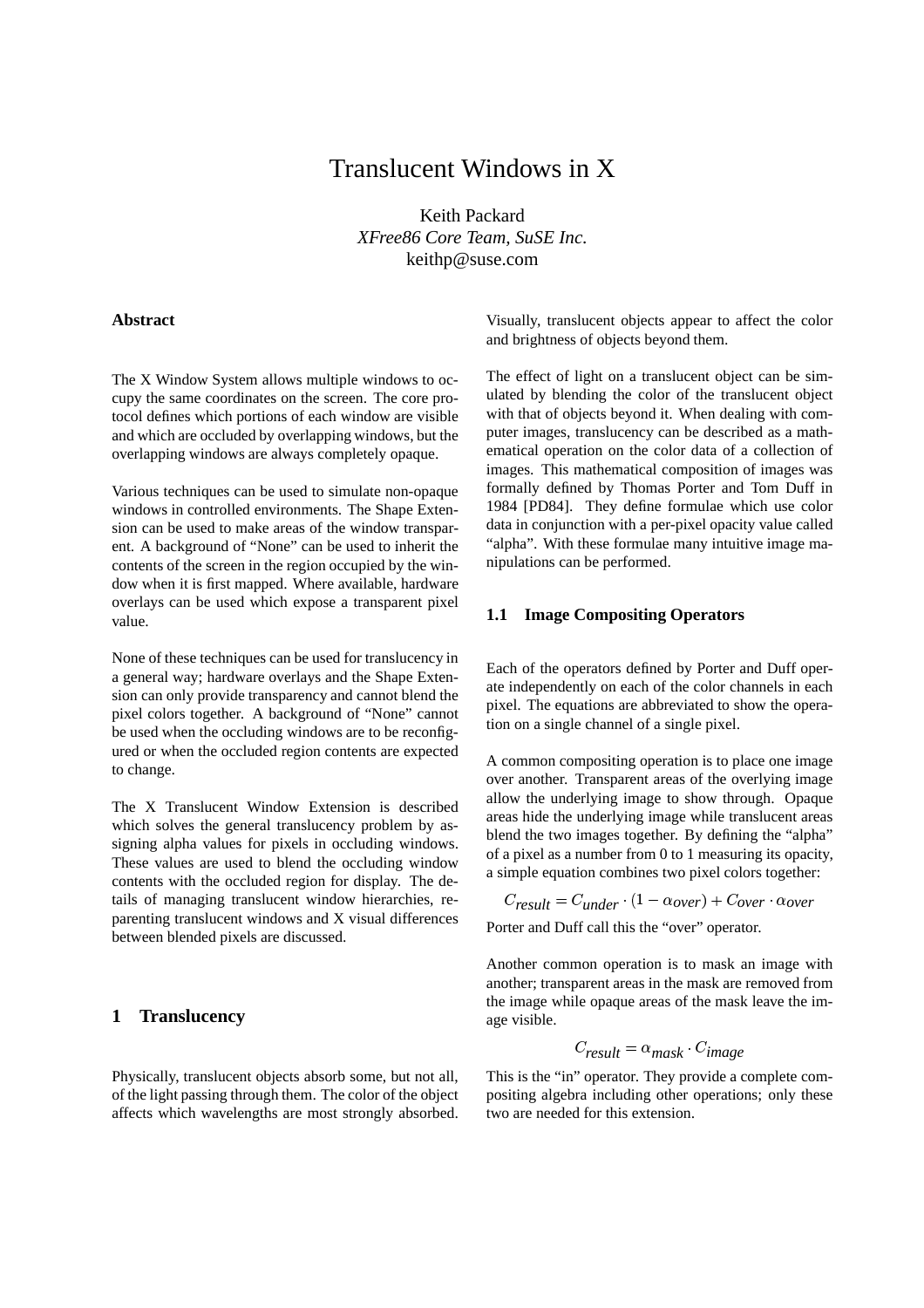# Translucent Windows in X

Keith Packard
*XFree86 Core Team, SuSE Inc.*
keithp@suse.com

### Abstract

The X Window System allows multiple windows to occupy the same coordinates on the screen. The core protocol defines which portions of each window are visible and which are occluded by overlapping windows, but the overlapping windows are always completely opaque.

Various techniques can be used to simulate non-opaque windows in controlled environments. The Shape Extension can be used to make areas of the window transparent. A background of "None" can be used to inherit the contents of the screen in the region occupied by the window when it is first mapped. Where available, hardware overlays can be used which expose a transparent pixel value.

None of these techniques can be used for translucency in a general way; hardware overlays and the Shape Extension can only provide transparency and cannot blend the pixel colors together. A background of "None" cannot be used when the occluding windows are to be reconfigured or when the occluded region contents are expected to change.

The X Translucent Window Extension is described which solves the general translucency problem by assigning alpha values for pixels in occluding windows. These values are used to blend the occluding window contents with the occluded region for display. The details of managing translucent window hierarchies, reparenting translucent windows and X visual differences between blended pixels are discussed.

## 1 Translucency

Physically, translucent objects absorb some, but not all, of the light passing through them. The color of the object affects which wavelengths are most strongly absorbed. Visually, translucent objects appear to affect the color and brightness of objects beyond them.

The effect of light on a translucent object can be simulated by blending the color of the translucent object with that of objects beyond it. When dealing with computer images, translucency can be described as a mathematical operation on the color data of a collection of images. This mathematical composition of images was formally defined by Thomas Porter and Tom Duff in 1984 [PD84]. They define formulae which use color data in conjunction with a per-pixel opacity value called "alpha". With these formulae many intuitive image manipulations can be performed.

### 1.1 Image Compositing Operators

Each of the operators defined by Porter and Duff operate independently on each of the color channels in each pixel. The equations are abbreviated to show the operation on a single channel of a single pixel.

A common compositing operation is to place one image over another. Transparent areas of the overlying image allow the underlying image to show through. Opaque areas hide the underlying image while translucent areas blend the two images together. By defining the "alpha" of a pixel as a number from 0 to 1 measuring its opacity, a simple equation combines two pixel colors together:

$$C_{result} = C_{under} \cdot (1 - \alpha_{over}) + C_{over} \cdot \alpha_{over}$$

Porter and Duff call this the "over" operator.

Another common operation is to mask an image with another; transparent areas in the mask are removed from the image while opaque areas of the mask leave the image visible.

$$C_{result} = \alpha_{mask} \cdot C_{image}$$

This is the "in" operator. They provide a complete compositing algebra including other operations; only these two are needed for this extension.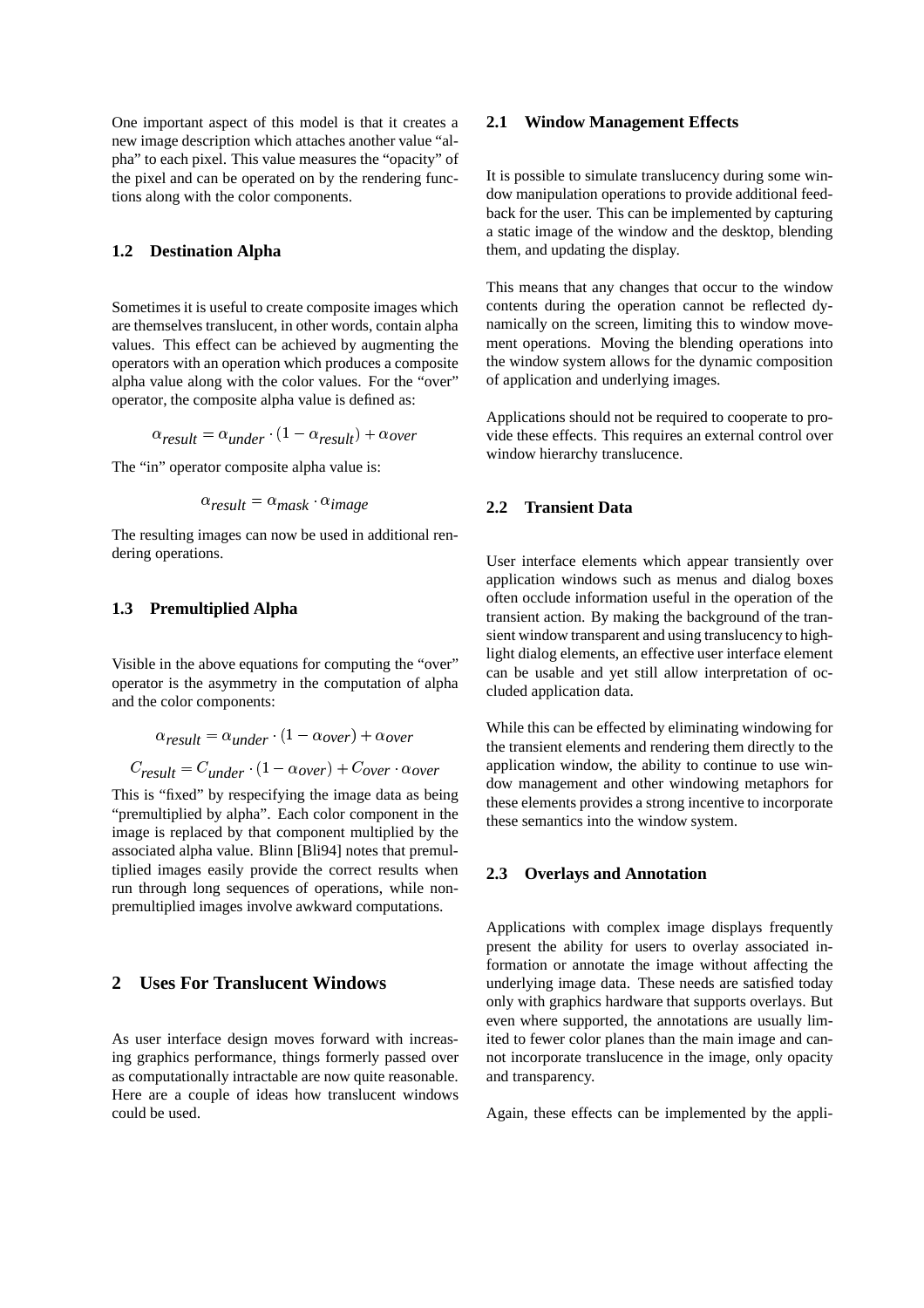One important aspect of this model is that it creates a new image description which attaches another value "alpha" to each pixel. This value measures the "opacity" of the pixel and can be operated on by the rendering functions along with the color components.

### 1.2 Destination Alpha

Sometimes it is useful to create composite images which are themselves translucent, in other words, contain alpha values. This effect can be achieved by augmenting the operators with an operation which produces a composite alpha value along with the color values. For the "over" operator, the composite alpha value is defined as:

$$\alpha_{result} = \alpha_{under} \cdot (1 - \alpha_{result}) + \alpha_{over}$$

The "in" operator composite alpha value is:

$$\alpha_{result} = \alpha_{mask} \cdot \alpha_{image}$$

The resulting images can now be used in additional rendering operations.

### 1.3 Premultiplied Alpha

Visible in the above equations for computing the "over" operator is the asymmetry in the computation of alpha and the color components:

$$\alpha_{result} = \alpha_{under} \cdot (1 - \alpha_{over}) + \alpha_{over}$$

$$C_{result} = C_{under} \cdot (1 - \alpha_{over}) + C_{over} \cdot \alpha_{over}$$

This is "fixed" by respecifying the image data as being "premultiplied by alpha". Each color component in the image is replaced by that component multiplied by the associated alpha value. Blinn [Bli94] notes that premultiplied images easily provide the correct results when run through long sequences of operations, while non-premultiplied images involve awkward computations.

## 2 Uses For Translucent Windows

As user interface design moves forward with increasing graphics performance, things formerly passed over as computationally intractable are now quite reasonable. Here are a couple of ideas how translucent windows could be used.

### 2.1 Window Management Effects

It is possible to simulate translucency during some window manipulation operations to provide additional feedback for the user. This can be implemented by capturing a static image of the window and the desktop, blending them, and updating the display.

This means that any changes that occur to the window contents during the operation cannot be reflected dynamically on the screen, limiting this to window movement operations. Moving the blending operations into the window system allows for the dynamic composition of application and underlying images.

Applications should not be required to cooperate to provide these effects. This requires an external control over window hierarchy translucence.

### 2.2 Transient Data

User interface elements which appear transiently over application windows such as menus and dialog boxes often occlude information useful in the operation of the transient action. By making the background of the transient window transparent and using translucency to highlight dialog elements, an effective user interface element can be usable and yet still allow interpretation of occluded application data.

While this can be effected by eliminating windowing for the transient elements and rendering them directly to the application window, the ability to continue to use window management and other windowing metaphors for these elements provides a strong incentive to incorporate these semantics into the window system.

### 2.3 Overlays and Annotation

Applications with complex image displays frequently present the ability for users to overlay associated information or annotate the image without affecting the underlying image data. These needs are satisfied today only with graphics hardware that supports overlays. But even where supported, the annotations are usually limited to fewer color planes than the main image and cannot incorporate translucence in the image, only opacity and transparency.

Again, these effects can be implemented by the appli-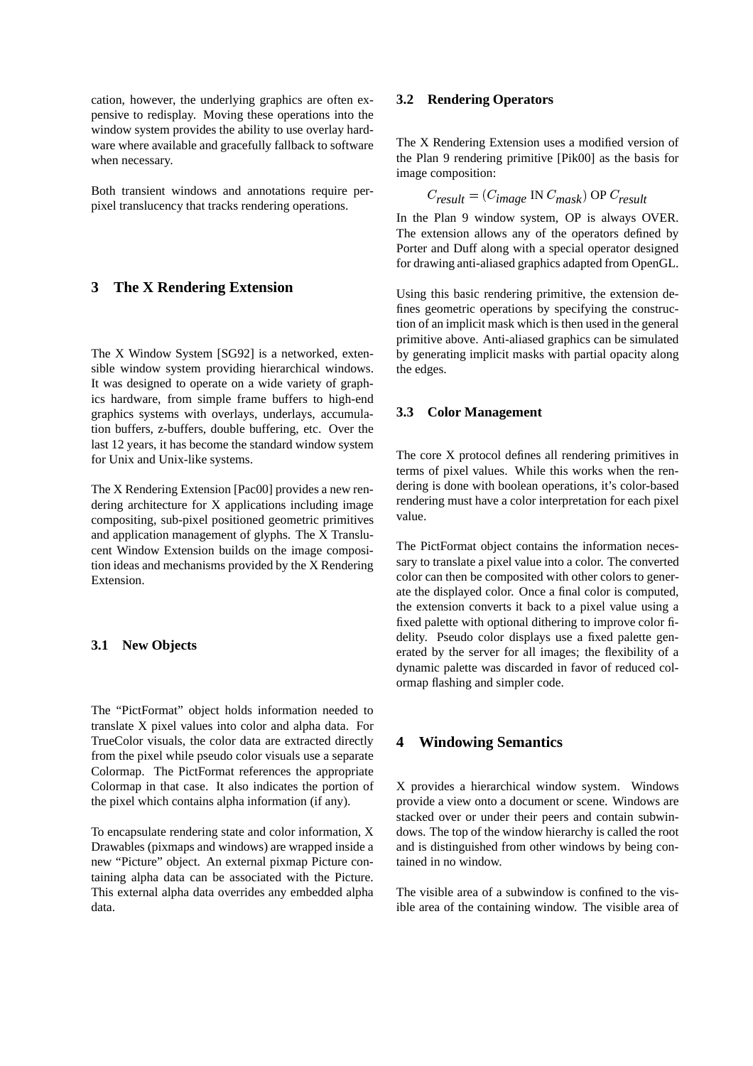cation, however, the underlying graphics are often expensive to redisplay. Moving these operations into the window system provides the ability to use overlay hardware where available and gracefully fallback to software when necessary.

Both transient windows and annotations require per-pixel translucency that tracks rendering operations.

# 3 The X Rendering Extension

The X Window System [SG92] is a networked, extensible window system providing hierarchical windows. It was designed to operate on a wide variety of graphics hardware, from simple frame buffers to high-end graphics systems with overlays, underlays, accumulation buffers, z-buffers, double buffering, etc. Over the last 12 years, it has become the standard window system for Unix and Unix-like systems.

The X Rendering Extension [Pac00] provides a new rendering architecture for X applications including image compositing, sub-pixel positioned geometric primitives and application management of glyphs. The X Translucent Window Extension builds on the image composition ideas and mechanisms provided by the X Rendering Extension.

## 3.1 New Objects

The "PictFormat" object holds information needed to translate X pixel values into color and alpha data. For TrueColor visuals, the color data are extracted directly from the pixel while pseudo color visuals use a separate Colormap. The PictFormat references the appropriate Colormap in that case. It also indicates the portion of the pixel which contains alpha information (if any).

To encapsulate rendering state and color information, X Drawables (pixmaps and windows) are wrapped inside a new "Picture" object. An external pixmap Picture containing alpha data can be associated with the Picture. This external alpha data overrides any embedded alpha data.

## 3.2 Rendering Operators

The X Rendering Extension uses a modified version of the Plan 9 rendering primitive [Pik00] as the basis for image composition:

$$C_{result} = (C_{image} \text{ IN } C_{mask}) \text{ OP } C_{result}$$

In the Plan 9 window system, OP is always OVER. The extension allows any of the operators defined by Porter and Duff along with a special operator designed for drawing anti-aliased graphics adapted from OpenGL.

Using this basic rendering primitive, the extension defines geometric operations by specifying the construction of an implicit mask which is then used in the general primitive above. Anti-aliased graphics can be simulated by generating implicit masks with partial opacity along the edges.

## 3.3 Color Management

The core X protocol defines all rendering primitives in terms of pixel values. While this works when the rendering is done with boolean operations, it's color-based rendering must have a color interpretation for each pixel value.

The PictFormat object contains the information necessary to translate a pixel value into a color. The converted color can then be composited with other colors to generate the displayed color. Once a final color is computed, the extension converts it back to a pixel value using a fixed palette with optional dithering to improve color fidelity. Pseudo color displays use a fixed palette generated by the server for all images; the flexibility of a dynamic palette was discarded in favor of reduced colormap flashing and simpler code.

# 4 Windowing Semantics

X provides a hierarchical window system. Windows provide a view onto a document or scene. Windows are stacked over or under their peers and contain subwindows. The top of the window hierarchy is called the root and is distinguished from other windows by being contained in no window.

The visible area of a subwindow is confined to the visible area of the containing window. The visible area of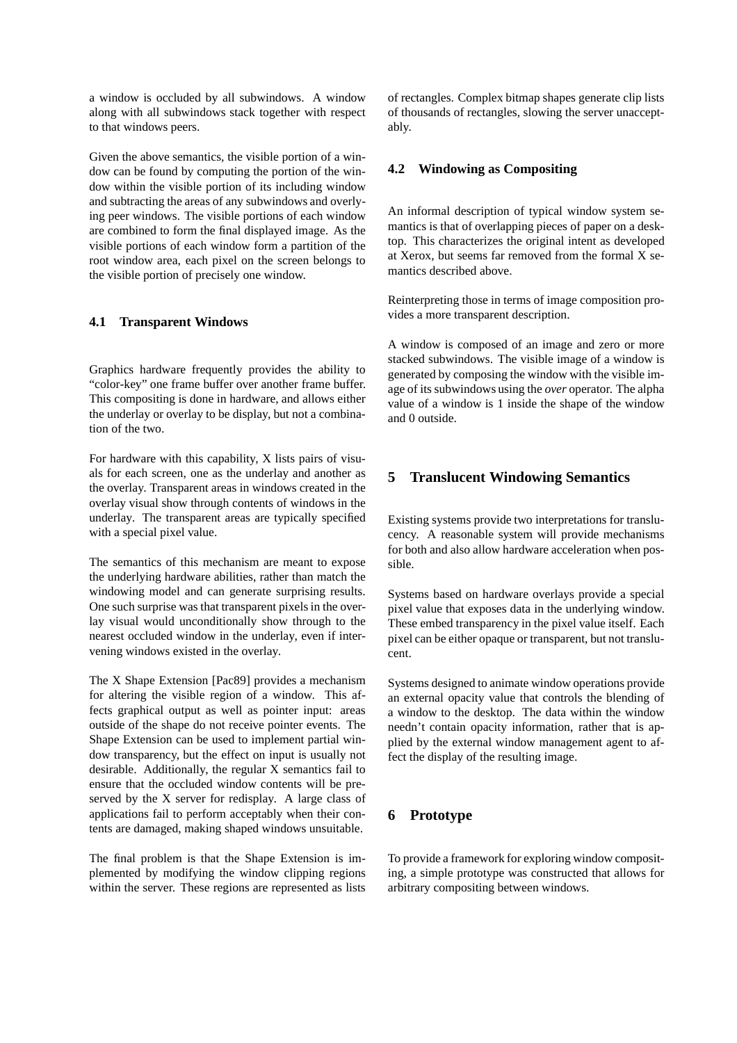a window is occluded by all subwindows. A window along with all subwindows stack together with respect to that windows peers.

Given the above semantics, the visible portion of a window can be found by computing the portion of the window within the visible portion of its including window and subtracting the areas of any subwindows and overlying peer windows. The visible portions of each window are combined to form the final displayed image. As the visible portions of each window form a partition of the root window area, each pixel on the screen belongs to the visible portion of precisely one window.

### 4.1 Transparent Windows

Graphics hardware frequently provides the ability to "color-key" one frame buffer over another frame buffer. This compositing is done in hardware, and allows either the underlay or overlay to be display, but not a combination of the two.

For hardware with this capability, X lists pairs of visuals for each screen, one as the underlay and another as the overlay. Transparent areas in windows created in the overlay visual show through contents of windows in the underlay. The transparent areas are typically specified with a special pixel value.

The semantics of this mechanism are meant to expose the underlying hardware abilities, rather than match the windowing model and can generate surprising results. One such surprise was that transparent pixels in the overlay visual would unconditionally show through to the nearest occluded window in the underlay, even if intervening windows existed in the overlay.

The X Shape Extension [Pac89] provides a mechanism for altering the visible region of a window. This affects graphical output as well as pointer input: areas outside of the shape do not receive pointer events. The Shape Extension can be used to implement partial window transparency, but the effect on input is usually not desirable. Additionally, the regular X semantics fail to ensure that the occluded window contents will be preserved by the X server for redisplay. A large class of applications fail to perform acceptably when their contents are damaged, making shaped windows unsuitable.

The final problem is that the Shape Extension is implemented by modifying the window clipping regions within the server. These regions are represented as lists of rectangles. Complex bitmap shapes generate clip lists of thousands of rectangles, slowing the server unacceptably.

### 4.2 Windowing as Compositing

An informal description of typical window system semantics is that of overlapping pieces of paper on a desktop. This characterizes the original intent as developed at Xerox, but seems far removed from the formal X semantics described above.

Reinterpreting those in terms of image composition provides a more transparent description.

A window is composed of an image and zero or more stacked subwindows. The visible image of a window is generated by composing the window with the visible image of its subwindows using the *over* operator. The alpha value of a window is 1 inside the shape of the window and 0 outside.

## 5 Translucent Windowing Semantics

Existing systems provide two interpretations for translucency. A reasonable system will provide mechanisms for both and also allow hardware acceleration when possible.

Systems based on hardware overlays provide a special pixel value that exposes data in the underlying window. These embed transparency in the pixel value itself. Each pixel can be either opaque or transparent, but not translucent.

Systems designed to animate window operations provide an external opacity value that controls the blending of a window to the desktop. The data within the window needn't contain opacity information, rather that is applied by the external window management agent to affect the display of the resulting image.

## 6 Prototype

To provide a framework for exploring window compositing, a simple prototype was constructed that allows for arbitrary compositing between windows.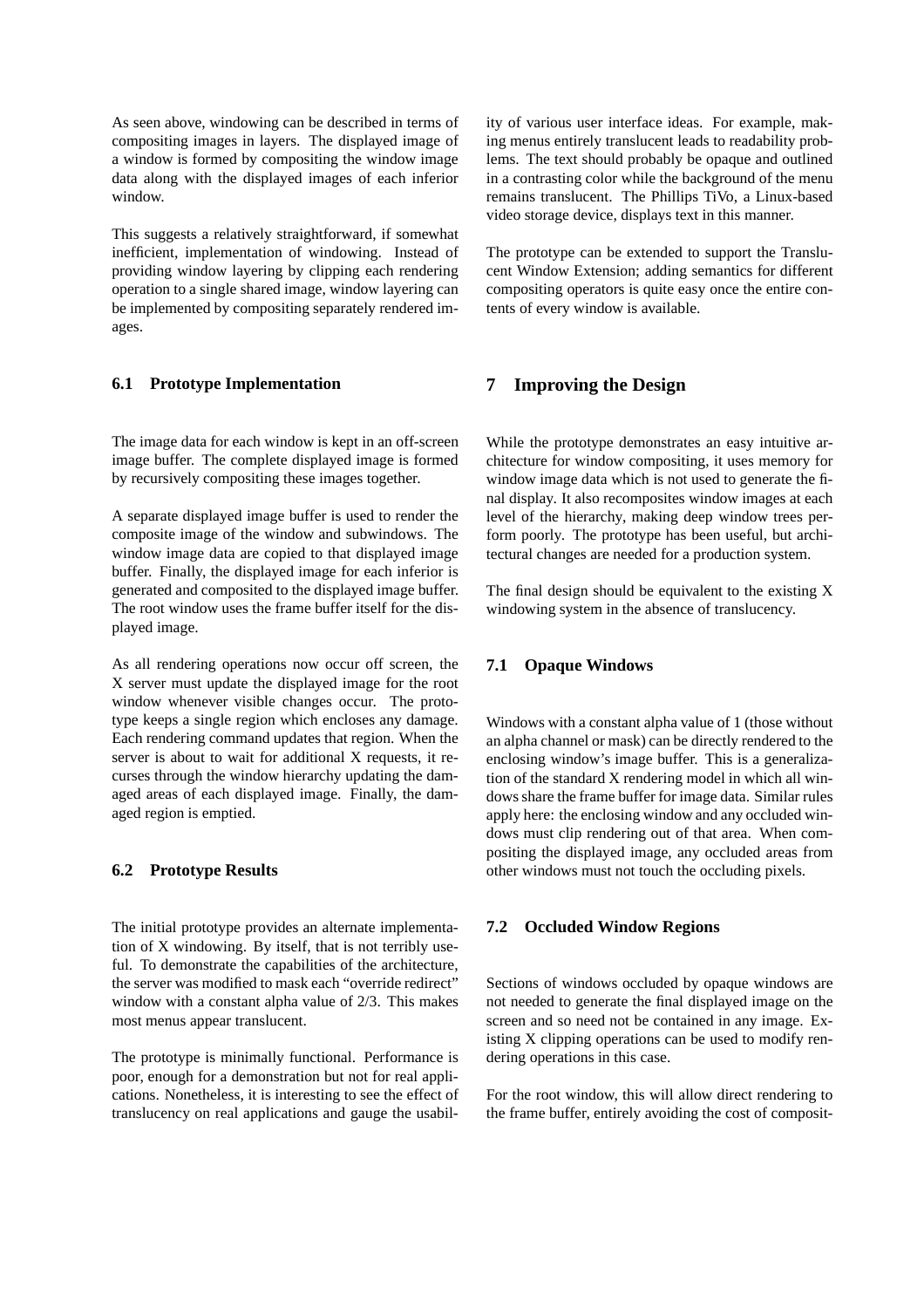As seen above, windowing can be described in terms of compositing images in layers. The displayed image of a window is formed by compositing the window image data along with the displayed images of each inferior window.

This suggests a relatively straightforward, if somewhat inefficient, implementation of windowing. Instead of providing window layering by clipping each rendering operation to a single shared image, window layering can be implemented by compositing separately rendered images.

### 6.1 Prototype Implementation

The image data for each window is kept in an off-screen image buffer. The complete displayed image is formed by recursively compositing these images together.

A separate displayed image buffer is used to render the composite image of the window and subwindows. The window image data are copied to that displayed image buffer. Finally, the displayed image for each inferior is generated and composited to the displayed image buffer. The root window uses the frame buffer itself for the displayed image.

As all rendering operations now occur off screen, the X server must update the displayed image for the root window whenever visible changes occur. The prototype keeps a single region which encloses any damage. Each rendering command updates that region. When the server is about to wait for additional X requests, it recurses through the window hierarchy updating the damaged areas of each displayed image. Finally, the damaged region is emptied.

### 6.2 Prototype Results

The initial prototype provides an alternate implementation of X windowing. By itself, that is not terribly useful. To demonstrate the capabilities of the architecture, the server was modified to mask each "override redirect" window with a constant alpha value of 2/3. This makes most menus appear translucent.

The prototype is minimally functional. Performance is poor, enough for a demonstration but not for real applications. Nonetheless, it is interesting to see the effect of translucency on real applications and gauge the usability of various user interface ideas. For example, making menus entirely translucent leads to readability problems. The text should probably be opaque and outlined in a contrasting color while the background of the menu remains translucent. The Phillips TiVo, a Linux-based video storage device, displays text in this manner.

The prototype can be extended to support the Translucent Window Extension; adding semantics for different compositing operators is quite easy once the entire contents of every window is available.

## 7 Improving the Design

While the prototype demonstrates an easy intuitive architecture for window compositing, it uses memory for window image data which is not used to generate the final display. It also recomposites window images at each level of the hierarchy, making deep window trees perform poorly. The prototype has been useful, but architectural changes are needed for a production system.

The final design should be equivalent to the existing X windowing system in the absence of translucency.

### 7.1 Opaque Windows

Windows with a constant alpha value of 1 (those without an alpha channel or mask) can be directly rendered to the enclosing window's image buffer. This is a generalization of the standard X rendering model in which all windows share the frame buffer for image data. Similar rules apply here: the enclosing window and any occluded windows must clip rendering out of that area. When compositing the displayed image, any occluded areas from other windows must not touch the occluding pixels.

### 7.2 Occluded Window Regions

Sections of windows occluded by opaque windows are not needed to generate the final displayed image on the screen and so need not be contained in any image. Existing X clipping operations can be used to modify rendering operations in this case.

For the root window, this will allow direct rendering to the frame buffer, entirely avoiding the cost of composit-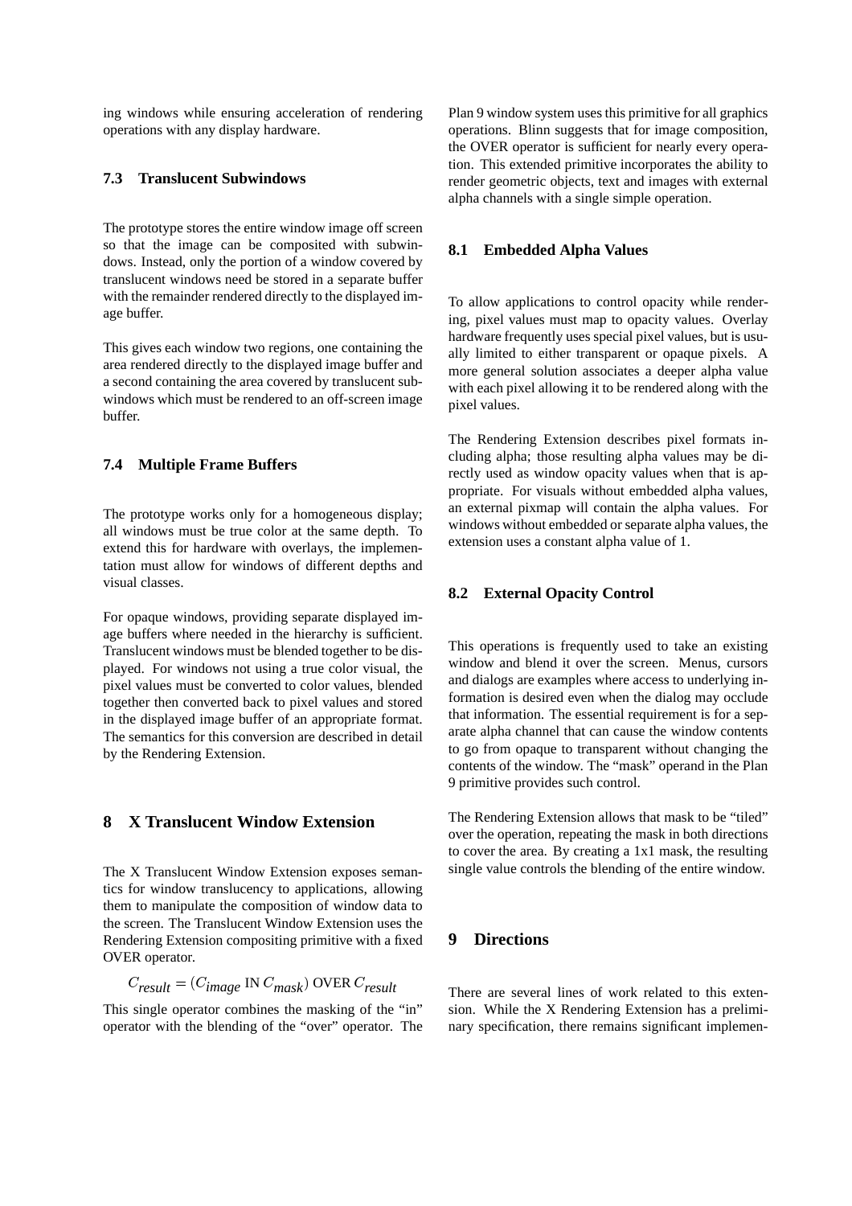ing windows while ensuring acceleration of rendering operations with any display hardware.

### 7.3 Translucent Subwindows

The prototype stores the entire window image off screen so that the image can be composited with subwindows. Instead, only the portion of a window covered by translucent windows need be stored in a separate buffer with the remainder rendered directly to the displayed image buffer.

This gives each window two regions, one containing the area rendered directly to the displayed image buffer and a second containing the area covered by translucent subwindows which must be rendered to an off-screen image buffer.

### 7.4 Multiple Frame Buffers

The prototype works only for a homogeneous display; all windows must be true color at the same depth. To extend this for hardware with overlays, the implementation must allow for windows of different depths and visual classes.

For opaque windows, providing separate displayed image buffers where needed in the hierarchy is sufficient. Translucent windows must be blended together to be displayed. For windows not using a true color visual, the pixel values must be converted to color values, blended together then converted back to pixel values and stored in the displayed image buffer of an appropriate format. The semantics for this conversion are described in detail by the Rendering Extension.

## 8 X Translucent Window Extension

The X Translucent Window Extension exposes semantics for window translucency to applications, allowing them to manipulate the composition of window data to the screen. The Translucent Window Extension uses the Rendering Extension compositing primitive with a fixed OVER operator.

$$C_{result} = (C_{image} \text{ IN } C_{mask}) \text{ OVER } C_{result}$$

This single operator combines the masking of the "in" operator with the blending of the "over" operator. The Plan 9 window system uses this primitive for all graphics operations. Blinn suggests that for image composition, the OVER operator is sufficient for nearly every operation. This extended primitive incorporates the ability to render geometric objects, text and images with external alpha channels with a single simple operation.

### 8.1 Embedded Alpha Values

To allow applications to control opacity while rendering, pixel values must map to opacity values. Overlay hardware frequently uses special pixel values, but is usually limited to either transparent or opaque pixels. A more general solution associates a deeper alpha value with each pixel allowing it to be rendered along with the pixel values.

The Rendering Extension describes pixel formats including alpha; those resulting alpha values may be directly used as window opacity values when that is appropriate. For visuals without embedded alpha values, an external pixmap will contain the alpha values. For windows without embedded or separate alpha values, the extension uses a constant alpha value of 1.

### 8.2 External Opacity Control

This operations is frequently used to take an existing window and blend it over the screen. Menus, cursors and dialogs are examples where access to underlying information is desired even when the dialog may occlude that information. The essential requirement is for a separate alpha channel that can cause the window contents to go from opaque to transparent without changing the contents of the window. The "mask" operand in the Plan 9 primitive provides such control.

The Rendering Extension allows that mask to be "tiled" over the operation, repeating the mask in both directions to cover the area. By creating a 1x1 mask, the resulting single value controls the blending of the entire window.

## 9 Directions

There are several lines of work related to this extension. While the X Rendering Extension has a preliminary specification, there remains significant implemen-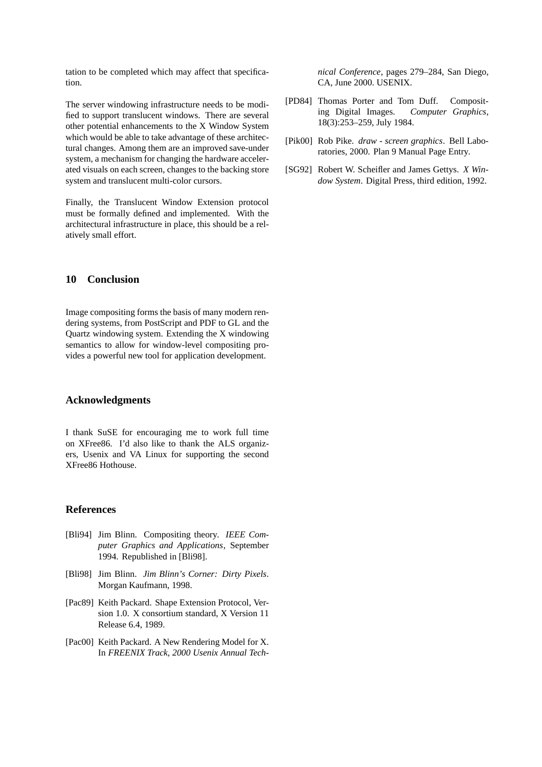tation to be completed which may affect that specification.

The server windowing infrastructure needs to be modified to support translucent windows. There are several other potential enhancements to the X Window System which would be able to take advantage of these architectural changes. Among them are an improved save-under system, a mechanism for changing the hardware accelerated visuals on each screen, changes to the backing store system and translucent multi-color cursors.

Finally, the Translucent Window Extension protocol must be formally defined and implemented. With the architectural infrastructure in place, this should be a relatively small effort.

## 10 Conclusion

Image compositing forms the basis of many modern rendering systems, from PostScript and PDF to GL and the Quartz windowing system. Extending the X windowing semantics to allow for window-level compositing provides a powerful new tool for application development.

## Acknowledgments

I thank SuSE for encouraging me to work full time on XFree86. I'd also like to thank the ALS organizers, Usenix and VA Linux for supporting the second XFree86 Hothouse.

## References

[Bli94] Jim Blinn. Compositing theory. *IEEE Computer Graphics and Applications*, September 1994. Republished in [Bli98].

[Bli98] Jim Blinn. *Jim Blinn's Corner: Dirty Pixels*. Morgan Kaufmann, 1998.

[Pac89] Keith Packard. Shape Extension Protocol, Version 1.0. X consortium standard, X Version 11 Release 6.4, 1989.

[Pac00] Keith Packard. A New Rendering Model for X. In *FREENIX Track, 2000 Usenix Annual Technical Conference*, pages 279–284, San Diego, CA, June 2000. USENIX.

[PD84] Thomas Porter and Tom Duff. Compositing Digital Images. *Computer Graphics*, 18(3):253–259, July 1984.

[Pik00] Rob Pike. *draw - screen graphics*. Bell Laboratories, 2000. Plan 9 Manual Page Entry.

[SG92] Robert W. Scheifler and James Gettys. *X Window System*. Digital Press, third edition, 1992.